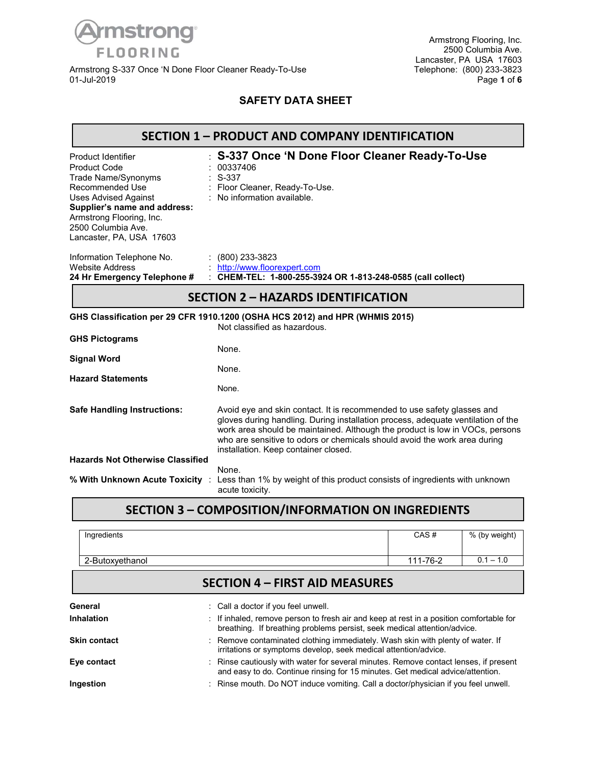Armstrong FLOORING

Armstrong S-337 Once 'N Done Floor Cleaner Ready-To-Use
01-Jul-2019

Armstrong Flooring, Inc.
2500 Columbia Ave.
Lancaster, PA USA 17603
Telephone: (800) 233-3823

# SAFETY DATA SHEET

## SECTION 1 – PRODUCT AND COMPANY IDENTIFICATION

Product Identifier : **S-337 Once 'N Done Floor Cleaner Ready-To-Use**
Product Code : 00337406
Trade Name/Synonyms : S-337
Recommended Use : Floor Cleaner, Ready-To-Use.
Uses Advised Against : No information available.

**Supplier's name and address:**
Armstrong Flooring, Inc.
2500 Columbia Ave.
Lancaster, PA, USA 17603

Information Telephone No. : (800) 233-3823
Website Address : http://www.floorexpert.com
**24 Hr Emergency Telephone #** : **CHEM-TEL: 1-800-255-3924 OR 1-813-248-0585 (call collect)**

## SECTION 2 – HAZARDS IDENTIFICATION

**GHS Classification per 29 CFR 1910.1200 (OSHA HCS 2012) and HPR (WHMIS 2015)**
Not classified as hazardous.

**GHS Pictograms**
None.

**Signal Word**
None.

**Hazard Statements**
None.

**Safe Handling Instructions:**
Avoid eye and skin contact. It is recommended to use safety glasses and gloves during handling. During installation process, adequate ventilation of the work area should be maintained. Although the product is low in VOCs, persons who are sensitive to odors or chemicals should avoid the work area during installation. Keep container closed.

**Hazards Not Otherwise Classified**
None.

**% With Unknown Acute Toxicity** : Less than 1% by weight of this product consists of ingredients with unknown acute toxicity.

## SECTION 3 – COMPOSITION/INFORMATION ON INGREDIENTS

| Ingredients | CAS # | % (by weight) |
|---|---|---|
| 2-Butoxyethanol | 111-76-2 | 0.1 – 1.0 |

## SECTION 4 – FIRST AID MEASURES

**General** : Call a doctor if you feel unwell.

**Inhalation** : If inhaled, remove person to fresh air and keep at rest in a position comfortable for breathing. If breathing problems persist, seek medical attention/advice.

**Skin contact** : Remove contaminated clothing immediately. Wash skin with plenty of water. If irritations or symptoms develop, seek medical attention/advice.

**Eye contact** : Rinse cautiously with water for several minutes. Remove contact lenses, if present and easy to do. Continue rinsing for 15 minutes. Get medical advice/attention.

**Ingestion** : Rinse mouth. Do NOT induce vomiting. Call a doctor/physician if you feel unwell.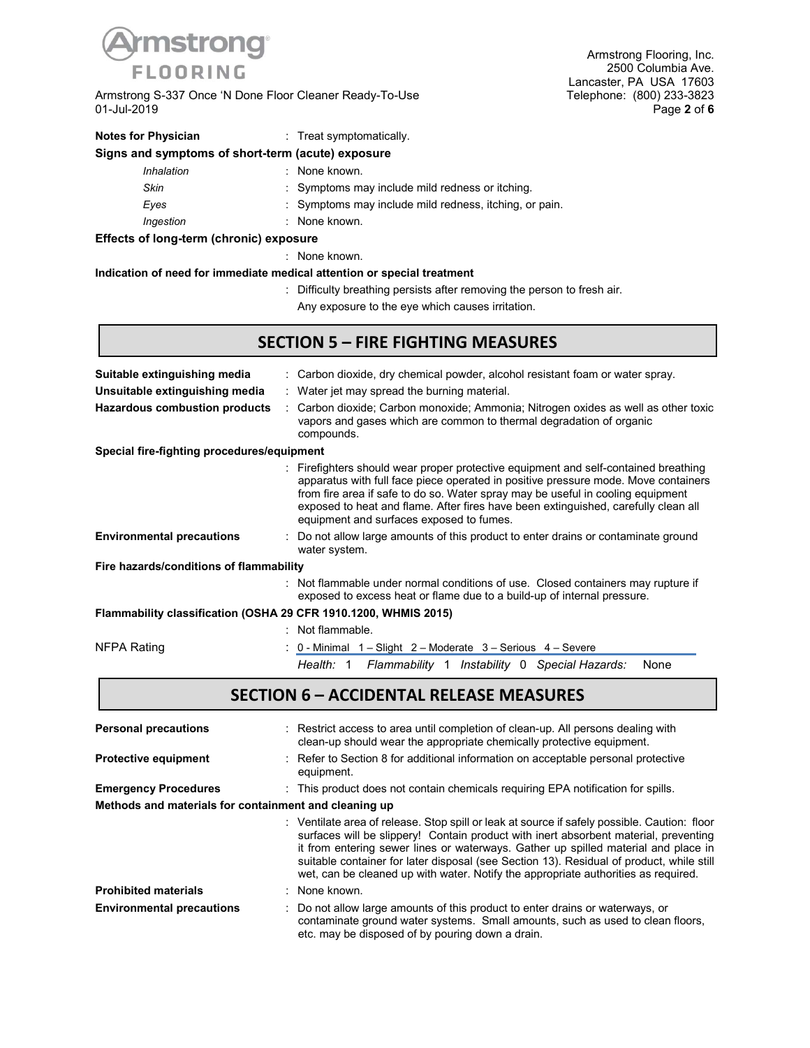**Notes for Physician** : Treat symptomatically.

**Signs and symptoms of short-term (acute) exposure**

- *Inhalation* : None known.
- *Skin* : Symptoms may include mild redness or itching.
- *Eyes* : Symptoms may include mild redness, itching, or pain.
- *Ingestion* : None known.

**Effects of long-term (chronic) exposure**

: None known.

**Indication of need for immediate medical attention or special treatment**

: Difficulty breathing persists after removing the person to fresh air.
Any exposure to the eye which causes irritation.

## SECTION 5 – FIRE FIGHTING MEASURES

**Suitable extinguishing media** : Carbon dioxide, dry chemical powder, alcohol resistant foam or water spray.

**Unsuitable extinguishing media** : Water jet may spread the burning material.

**Hazardous combustion products** : Carbon dioxide; Carbon monoxide; Ammonia; Nitrogen oxides as well as other toxic vapors and gases which are common to thermal degradation of organic compounds.

**Special fire-fighting procedures/equipment**

: Firefighters should wear proper protective equipment and self-contained breathing apparatus with full face piece operated in positive pressure mode. Move containers from fire area if safe to do so. Water spray may be useful in cooling equipment exposed to heat and flame. After fires have been extinguished, carefully clean all equipment and surfaces exposed to fumes.

**Environmental precautions** : Do not allow large amounts of this product to enter drains or contaminate ground water system.

**Fire hazards/conditions of flammability**

: Not flammable under normal conditions of use. Closed containers may rupture if exposed to excess heat or flame due to a build-up of internal pressure.

**Flammability classification (OSHA 29 CFR 1910.1200, WHMIS 2015)**

: Not flammable.

NFPA Rating : 0 - Minimal 1 – Slight 2 – Moderate 3 – Serious 4 – Severe

*Health:* 1 *Flammability* 1 *Instability* 0 *Special Hazards:* None

## SECTION 6 – ACCIDENTAL RELEASE MEASURES

**Personal precautions** : Restrict access to area until completion of clean-up. All persons dealing with clean-up should wear the appropriate chemically protective equipment.

**Protective equipment** : Refer to Section 8 for additional information on acceptable personal protective equipment.

**Emergency Procedures** : This product does not contain chemicals requiring EPA notification for spills.

**Methods and materials for containment and cleaning up**

: Ventilate area of release. Stop spill or leak at source if safely possible. Caution: floor surfaces will be slippery! Contain product with inert absorbent material, preventing it from entering sewer lines or waterways. Gather up spilled material and place in suitable container for later disposal (see Section 13). Residual of product, while still wet, can be cleaned up with water. Notify the appropriate authorities as required.

**Prohibited materials** : None known.

**Environmental precautions** : Do not allow large amounts of this product to enter drains or waterways, or contaminate ground water systems. Small amounts, such as used to clean floors, etc. may be disposed of by pouring down a drain.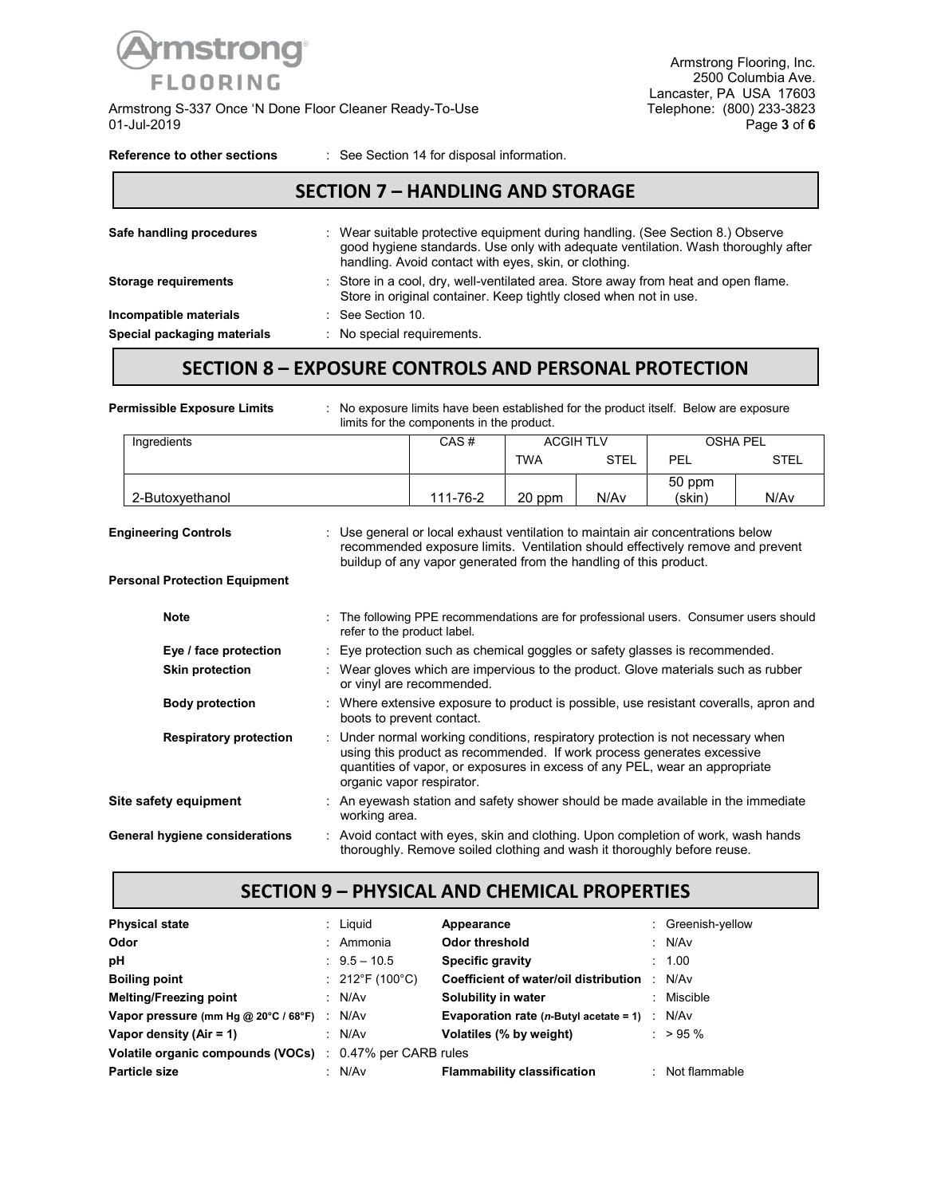**Reference to other sections** : See Section 14 for disposal information.

## SECTION 7 – HANDLING AND STORAGE

**Safe handling procedures** : Wear suitable protective equipment during handling. (See Section 8.) Observe good hygiene standards. Use only with adequate ventilation. Wash thoroughly after handling. Avoid contact with eyes, skin, or clothing.

**Storage requirements** : Store in a cool, dry, well-ventilated area. Store away from heat and open flame. Store in original container. Keep tightly closed when not in use.

**Incompatible materials** : See Section 10.

**Special packaging materials** : No special requirements.

## SECTION 8 – EXPOSURE CONTROLS AND PERSONAL PROTECTION

**Permissible Exposure Limits** : No exposure limits have been established for the product itself. Below are exposure limits for the components in the product.

| Ingredients | CAS # | ACGIH TLV | | OSHA PEL | |
|---|---|---|---|---|---|
| | | TWA | STEL | PEL | STEL |
| 2-Butoxyethanol | 111-76-2 | 20 ppm | N/Av | 50 ppm (skin) | N/Av |

**Engineering Controls** : Use general or local exhaust ventilation to maintain air concentrations below recommended exposure limits. Ventilation should effectively remove and prevent buildup of any vapor generated from the handling of this product.

**Personal Protection Equipment**

- **Note** : The following PPE recommendations are for professional users. Consumer users should refer to the product label.
- **Eye / face protection** : Eye protection such as chemical goggles or safety glasses is recommended.
- **Skin protection** : Wear gloves which are impervious to the product. Glove materials such as rubber or vinyl are recommended.
- **Body protection** : Where extensive exposure to product is possible, use resistant coveralls, apron and boots to prevent contact.
- **Respiratory protection** : Under normal working conditions, respiratory protection is not necessary when using this product as recommended. If work process generates excessive quantities of vapor, or exposures in excess of any PEL, wear an appropriate organic vapor respirator.

**Site safety equipment** : An eyewash station and safety shower should be made available in the immediate working area.

**General hygiene considerations** : Avoid contact with eyes, skin and clothing. Upon completion of work, wash hands thoroughly. Remove soiled clothing and wash it thoroughly before reuse.

## SECTION 9 – PHYSICAL AND CHEMICAL PROPERTIES

**Physical state** : Liquid

**Appearance** : Greenish-yellow

**Odor** : Ammonia

**Odor threshold** : N/Av

**pH** : 9.5 – 10.5

**Specific gravity** : 1.00

**Boiling point** : 212°F (100°C)

**Coefficient of water/oil distribution** : N/Av

**Melting/Freezing point** : N/Av

**Solubility in water** : Miscible

**Vapor pressure (mm Hg @ 20°C / 68°F)** : N/Av

**Evaporation rate (*n*-Butyl acetate = 1)** : N/Av

**Vapor density (Air = 1)** : N/Av

**Volatiles (% by weight)** : > 95 %

**Volatile organic compounds (VOCs)** : 0.47% per CARB rules

**Particle size** : N/Av

**Flammability classification** : Not flammable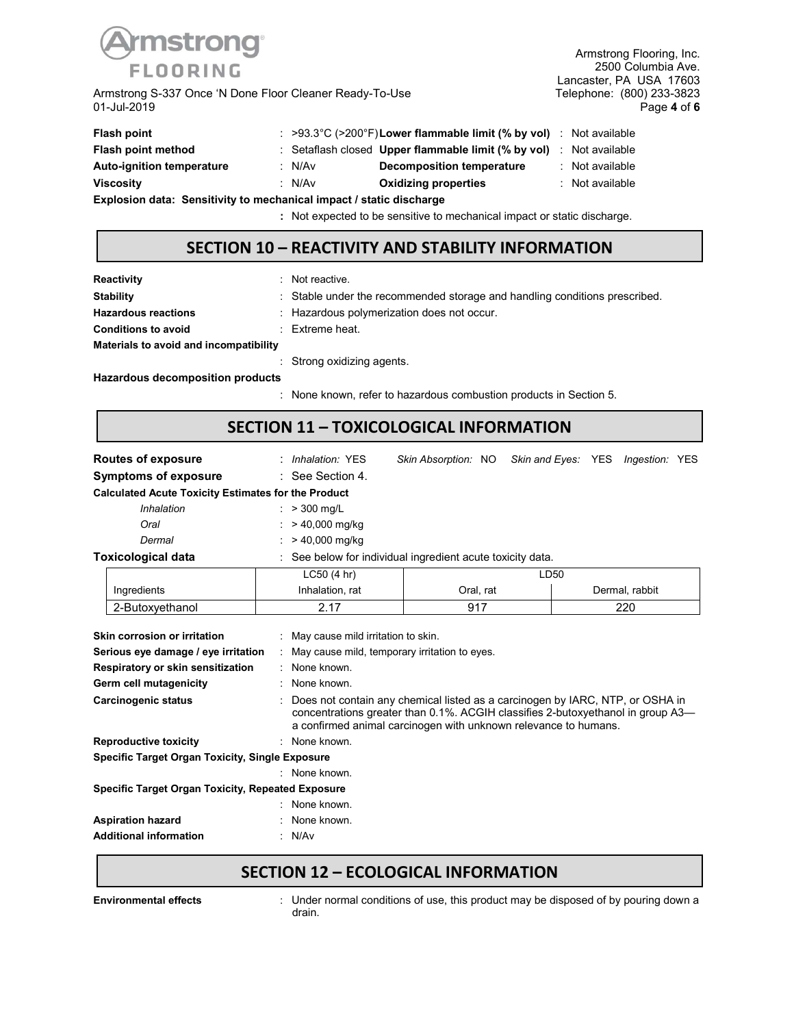| | | | |
|---|---|---|---|
| **Flash point** | : >93.3°C (>200°F) | **Lower flammable limit (% by vol)** | : Not available |
| **Flash point method** | : Setaflash closed | **Upper flammable limit (% by vol)** | : Not available |
| **Auto-ignition temperature** | : N/Av | **Decomposition temperature** | : Not available |
| **Viscosity** | : N/Av | **Oxidizing properties** | : Not available |

**Explosion data: Sensitivity to mechanical impact / static discharge**

: Not expected to be sensitive to mechanical impact or static discharge.

## SECTION 10 – REACTIVITY AND STABILITY INFORMATION

**Reactivity** : Not reactive.

**Stability** : Stable under the recommended storage and handling conditions prescribed.

**Hazardous reactions** : Hazardous polymerization does not occur.

**Conditions to avoid** : Extreme heat.

**Materials to avoid and incompatibility**

: Strong oxidizing agents.

**Hazardous decomposition products**

: None known, refer to hazardous combustion products in Section 5.

## SECTION 11 – TOXICOLOGICAL INFORMATION

**Routes of exposure** : *Inhalation:* YES *Skin Absorption:* NO *Skin and Eyes:* YES *Ingestion:* YES

**Symptoms of exposure** : See Section 4.

**Calculated Acute Toxicity Estimates for the Product**

- *Inhalation* : > 300 mg/L
- *Oral* : > 40,000 mg/kg
- *Dermal* : > 40,000 mg/kg

**Toxicological data** : See below for individual ingredient acute toxicity data.

| | LC50 (4 hr) | LD50 | |
|---|---|---|---|
| Ingredients | Inhalation, rat | Oral, rat | Dermal, rabbit |
| 2-Butoxyethanol | 2.17 | 917 | 220 |

**Skin corrosion or irritation** : May cause mild irritation to skin.

**Serious eye damage / eye irritation** : May cause mild, temporary irritation to eyes.

**Respiratory or skin sensitization** : None known.

**Germ cell mutagenicity** : None known.

**Carcinogenic status** : Does not contain any chemical listed as a carcinogen by IARC, NTP, or OSHA in concentrations greater than 0.1%. ACGIH classifies 2-butoxyethanol in group A3—a confirmed animal carcinogen with unknown relevance to humans.

**Reproductive toxicity** : None known.

**Specific Target Organ Toxicity, Single Exposure**

: None known.

**Specific Target Organ Toxicity, Repeated Exposure**

: None known.

**Aspiration hazard** : None known.

**Additional information** : N/Av

## SECTION 12 – ECOLOGICAL INFORMATION

**Environmental effects** : Under normal conditions of use, this product may be disposed of by pouring down a drain.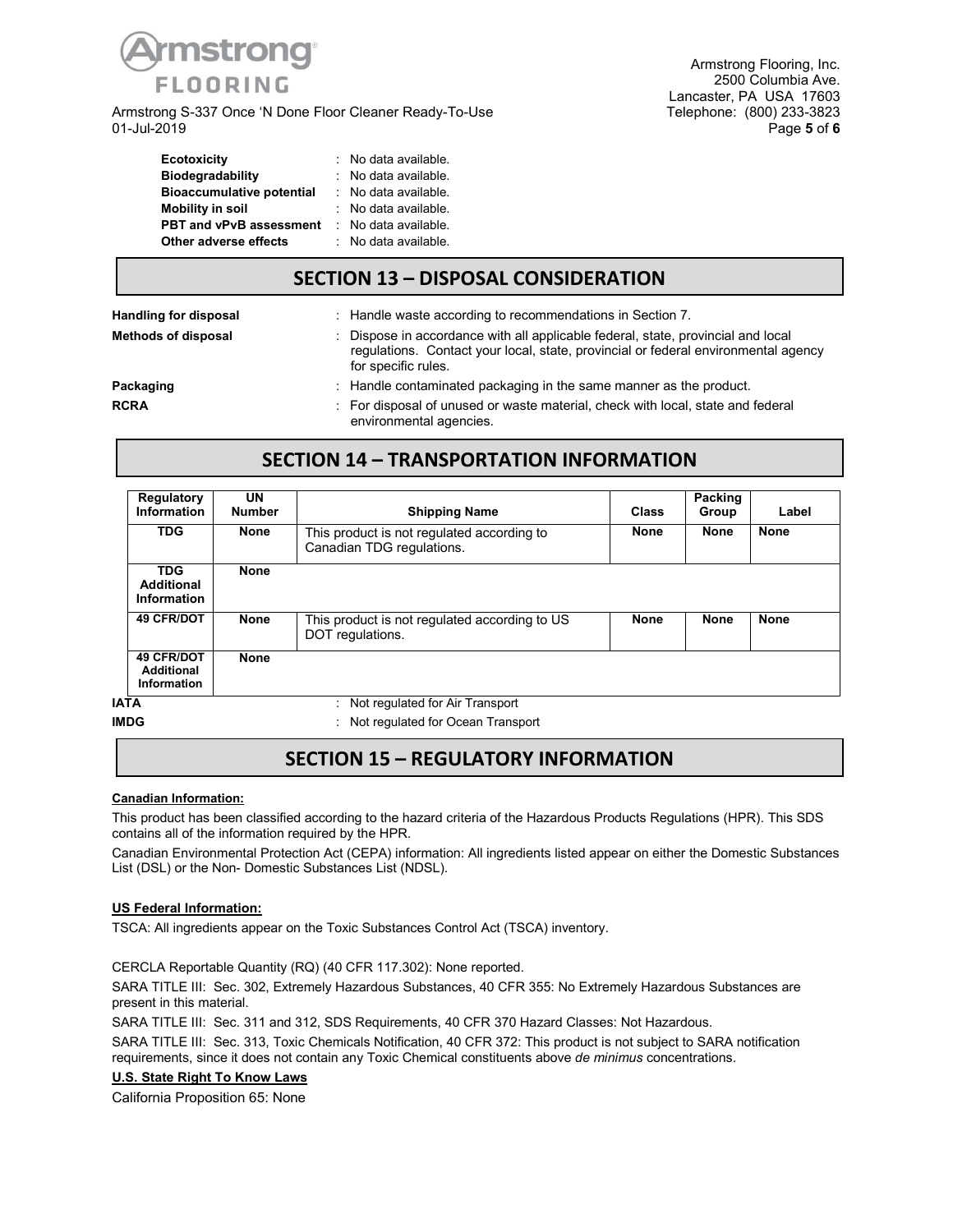| | | |
|---|---|---|
| **Ecotoxicity** | : | No data available. |
| **Biodegradability** | : | No data available. |
| **Bioaccumulative potential** | : | No data available. |
| **Mobility in soil** | : | No data available. |
| **PBT and vPvB assessment** | : | No data available. |
| **Other adverse effects** | : | No data available. |

## SECTION 13 – DISPOSAL CONSIDERATION

**Handling for disposal** : Handle waste according to recommendations in Section 7.

**Methods of disposal** : Dispose in accordance with all applicable federal, state, provincial and local regulations. Contact your local, state, provincial or federal environmental agency for specific rules.

**Packaging** : Handle contaminated packaging in the same manner as the product.

**RCRA** : For disposal of unused or waste material, check with local, state and federal environmental agencies.

## SECTION 14 – TRANSPORTATION INFORMATION

| Regulatory Information | UN Number | Shipping Name | Class | Packing Group | Label |
|---|---|---|---|---|---|
| **TDG** | **None** | This product is not regulated according to Canadian TDG regulations. | **None** | **None** | **None** |
| **TDG Additional Information** | **None** | | | | |
| **49 CFR/DOT** | **None** | This product is not regulated according to US DOT regulations. | **None** | **None** | **None** |
| **49 CFR/DOT Additional Information** | **None** | | | | |

**IATA** : Not regulated for Air Transport

**IMDG** : Not regulated for Ocean Transport

## SECTION 15 – REGULATORY INFORMATION

**Canadian Information:**

This product has been classified according to the hazard criteria of the Hazardous Products Regulations (HPR). This SDS contains all of the information required by the HPR.

Canadian Environmental Protection Act (CEPA) information: All ingredients listed appear on either the Domestic Substances List (DSL) or the Non- Domestic Substances List (NDSL).

**US Federal Information:**

TSCA: All ingredients appear on the Toxic Substances Control Act (TSCA) inventory.

CERCLA Reportable Quantity (RQ) (40 CFR 117.302): None reported.

SARA TITLE III: Sec. 302, Extremely Hazardous Substances, 40 CFR 355: No Extremely Hazardous Substances are present in this material.

SARA TITLE III: Sec. 311 and 312, SDS Requirements, 40 CFR 370 Hazard Classes: Not Hazardous.

SARA TITLE III: Sec. 313, Toxic Chemicals Notification, 40 CFR 372: This product is not subject to SARA notification requirements, since it does not contain any Toxic Chemical constituents above *de minimus* concentrations.

**U.S. State Right To Know Laws**

California Proposition 65: None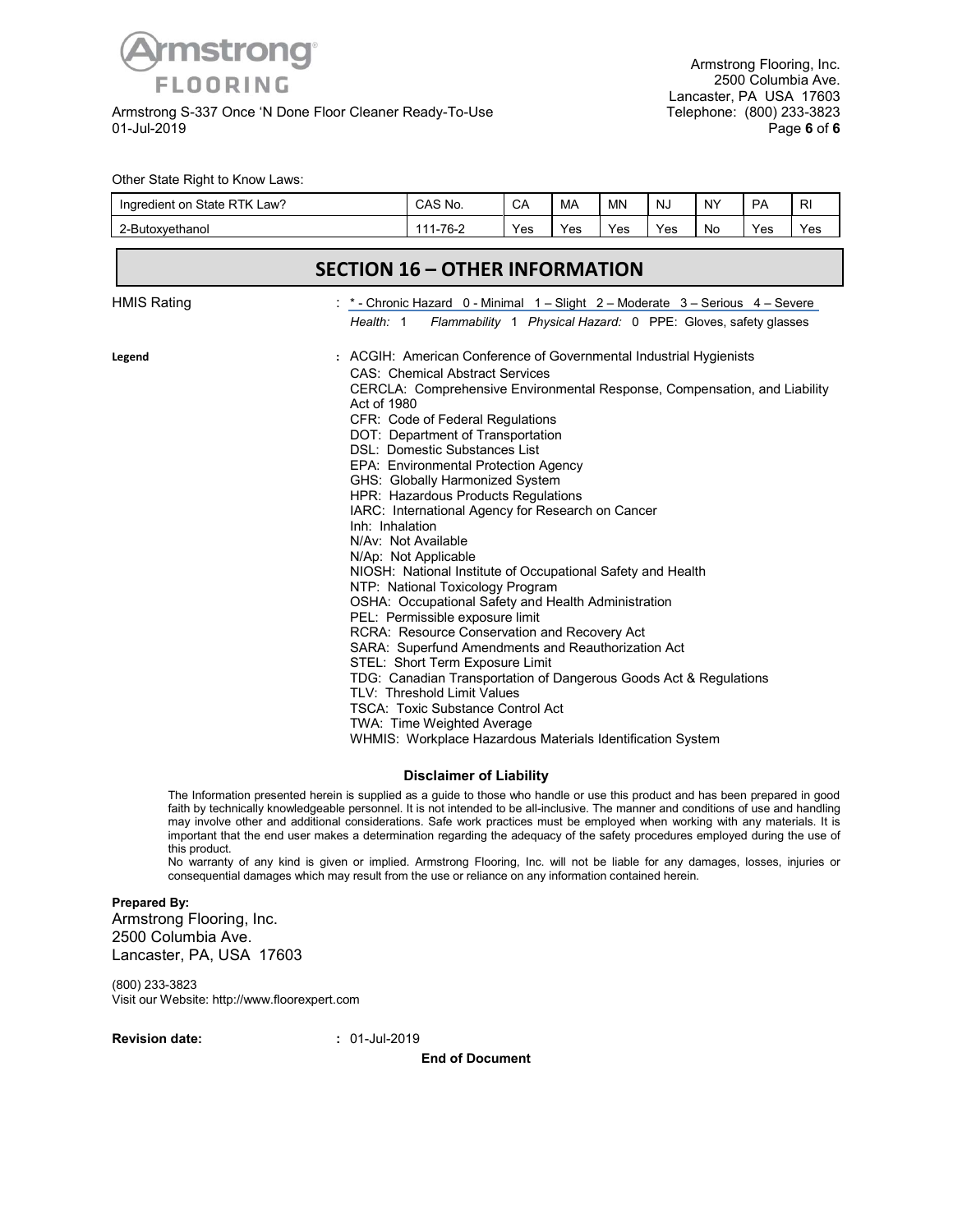Other State Right to Know Laws:

| Ingredient on State RTK Law? | CAS No. | CA | MA | MN | NJ | NY | PA | RI |
|---|---|---|---|---|---|---|---|---|
| 2-Butoxyethanol | 111-76-2 | Yes | Yes | Yes | Yes | No | Yes | Yes |

# SECTION 16 – OTHER INFORMATION

**HMIS Rating** : * - Chronic Hazard 0 - Minimal 1 – Slight 2 – Moderate 3 – Serious 4 – Severe

*Health:* 1 *Flammability* 1 *Physical Hazard:* 0 PPE: Gloves, safety glasses

**Legend** :
ACGIH: American Conference of Governmental Industrial Hygienists
CAS: Chemical Abstract Services
CERCLA: Comprehensive Environmental Response, Compensation, and Liability Act of 1980
CFR: Code of Federal Regulations
DOT: Department of Transportation
DSL: Domestic Substances List
EPA: Environmental Protection Agency
GHS: Globally Harmonized System
HPR: Hazardous Products Regulations
IARC: International Agency for Research on Cancer
Inh: Inhalation
N/Av: Not Available
N/Ap: Not Applicable
NIOSH: National Institute of Occupational Safety and Health
NTP: National Toxicology Program
OSHA: Occupational Safety and Health Administration
PEL: Permissible exposure limit
RCRA: Resource Conservation and Recovery Act
SARA: Superfund Amendments and Reauthorization Act
STEL: Short Term Exposure Limit
TDG: Canadian Transportation of Dangerous Goods Act & Regulations
TLV: Threshold Limit Values
TSCA: Toxic Substance Control Act
TWA: Time Weighted Average
WHMIS: Workplace Hazardous Materials Identification System

**Disclaimer of Liability**

The Information presented herein is supplied as a guide to those who handle or use this product and has been prepared in good faith by technically knowledgeable personnel. It is not intended to be all-inclusive. The manner and conditions of use and handling may involve other and additional considerations. Safe work practices must be employed when working with any materials. It is important that the end user makes a determination regarding the adequacy of the safety procedures employed during the use of this product.
No warranty of any kind is given or implied. Armstrong Flooring, Inc. will not be liable for any damages, losses, injuries or consequential damages which may result from the use or reliance on any information contained herein.

**Prepared By:**
Armstrong Flooring, Inc.
2500 Columbia Ave.
Lancaster, PA, USA 17603

(800) 233-3823
Visit our Website: http://www.floorexpert.com

**Revision date:** : 01-Jul-2019

**End of Document**